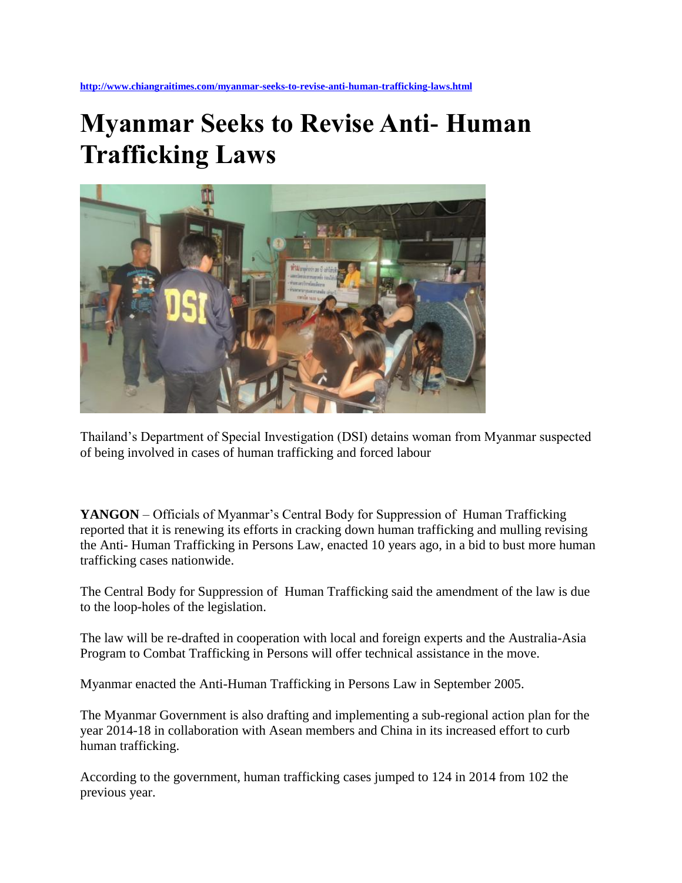http://www.chiangraitimes.com/myanmar-seeks-to-revise-anti-human-trafficking-laws.html

# Myanmar Seeks to Revise Anti- Human Trafficking Laws

Thailand's Department of Special Investigation (DSI) detains woman from Myanmar suspected of being involved in cases of human trafficking and forced labour

**YANGON** – Officials of Myanmar's Central Body for Suppression of Human Trafficking reported that it is renewing its efforts in cracking down human trafficking and mulling revising the Anti- Human Trafficking in Persons Law, enacted 10 years ago, in a bid to bust more human trafficking cases nationwide.

The Central Body for Suppression of Human Trafficking said the amendment of the law is due to the loop-holes of the legislation.

The law will be re-drafted in cooperation with local and foreign experts and the Australia-Asia Program to Combat Trafficking in Persons will offer technical assistance in the move.

Myanmar enacted the Anti-Human Trafficking in Persons Law in September 2005.

The Myanmar Government is also drafting and implementing a sub-regional action plan for the year 2014-18 in collaboration with Asean members and China in its increased effort to curb human trafficking.

According to the government, human trafficking cases jumped to 124 in 2014 from 102 the previous year.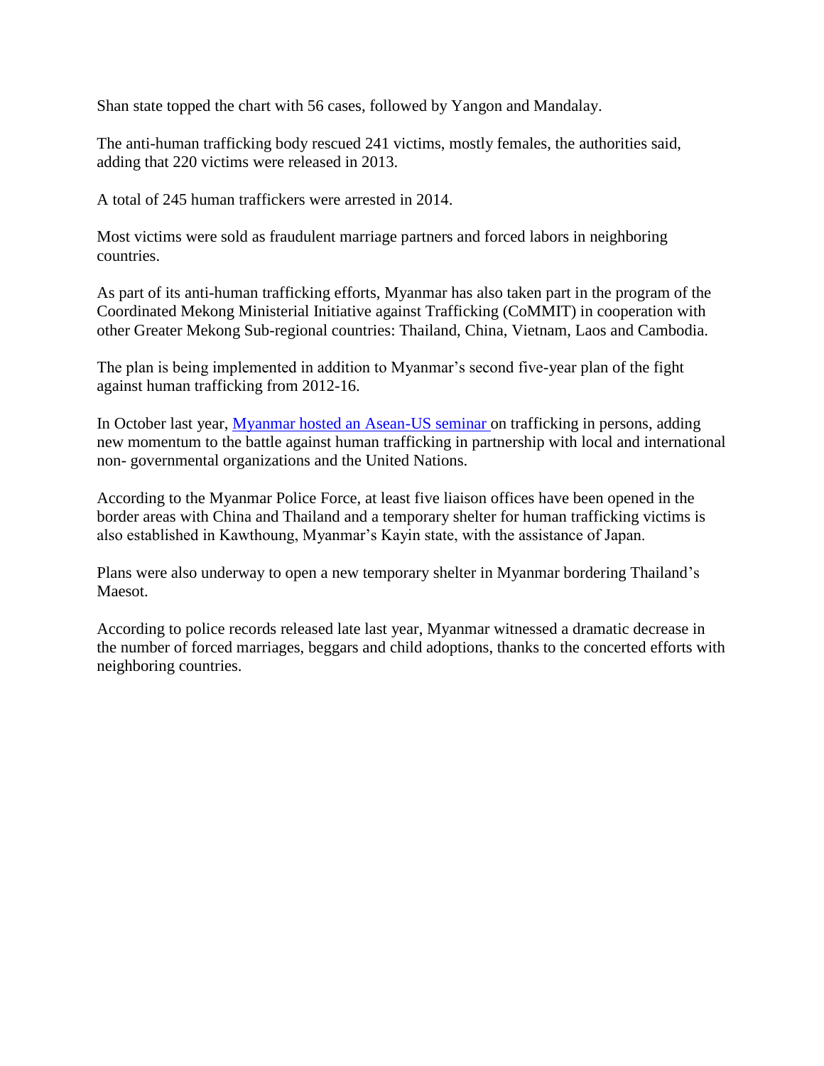Shan state topped the chart with 56 cases, followed by Yangon and Mandalay.

The anti-human trafficking body rescued 241 victims, mostly females, the authorities said, adding that 220 victims were released in 2013.

A total of 245 human traffickers were arrested in 2014.

Most victims were sold as fraudulent marriage partners and forced labors in neighboring countries.

As part of its anti-human trafficking efforts, Myanmar has also taken part in the program of the Coordinated Mekong Ministerial Initiative against Trafficking (CoMMIT) in cooperation with other Greater Mekong Sub-regional countries: Thailand, China, Vietnam, Laos and Cambodia.

The plan is being implemented in addition to Myanmar's second five-year plan of the fight against human trafficking from 2012-16.

In October last year, Myanmar hosted an Asean-US seminar on trafficking in persons, adding new momentum to the battle against human trafficking in partnership with local and international non- governmental organizations and the United Nations.

According to the Myanmar Police Force, at least five liaison offices have been opened in the border areas with China and Thailand and a temporary shelter for human trafficking victims is also established in Kawthoung, Myanmar's Kayin state, with the assistance of Japan.

Plans were also underway to open a new temporary shelter in Myanmar bordering Thailand's Maesot.

According to police records released late last year, Myanmar witnessed a dramatic decrease in the number of forced marriages, beggars and child adoptions, thanks to the concerted efforts with neighboring countries.